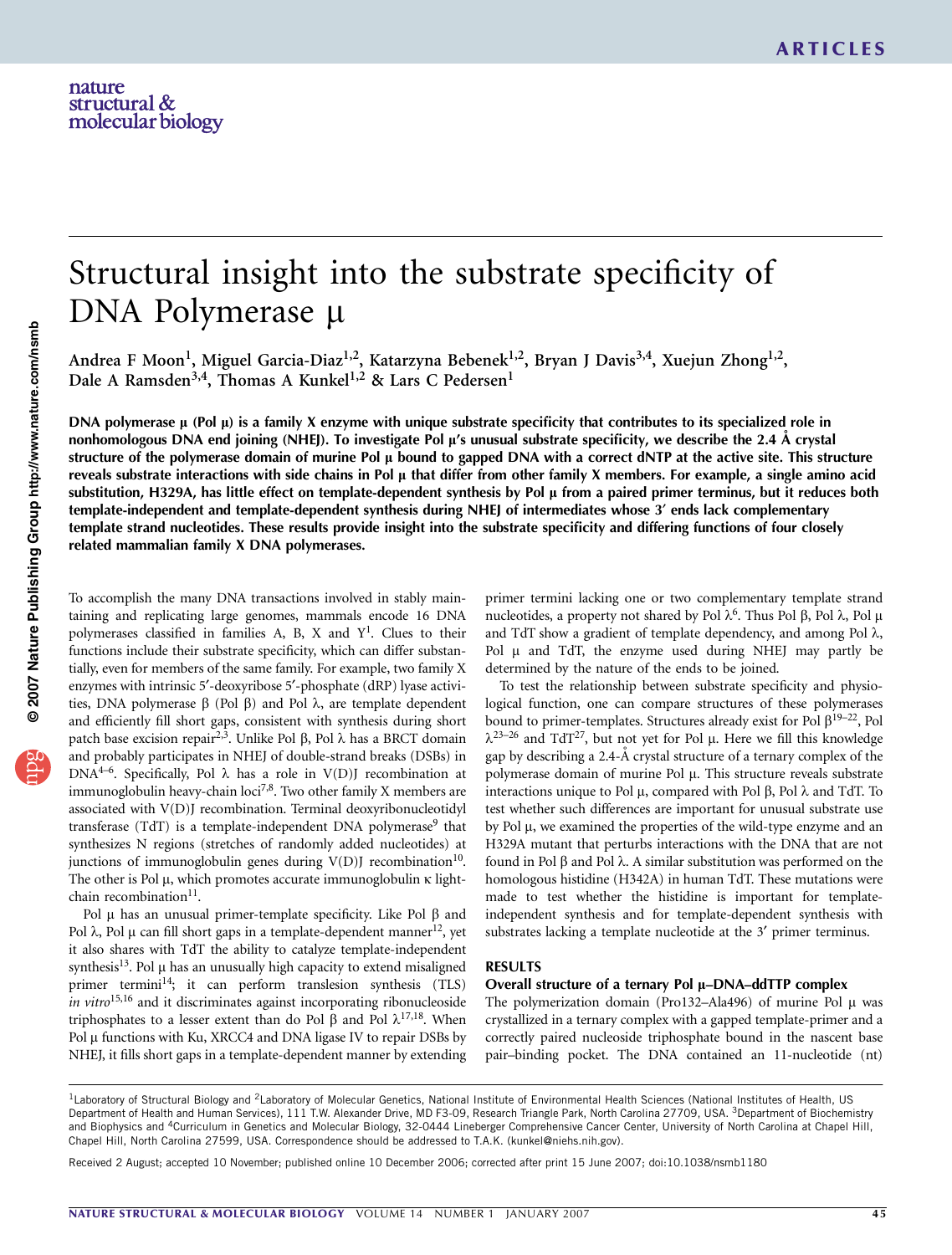# Structural insight into the substrate specificity of DNA Polymerase μ

Andrea F Moon[1], Miguel Garcia-Diaz[1,2], Katarzyna Bebenek[1,2], Bryan J Davis[3,4], Xuejun Zhong[1,2], Dale A Ramsden[3,4], Thomas A Kunkel[1,2] & Lars C Pedersen[1]

**DNA polymerase μ (Pol μ) is a family X enzyme with unique substrate specificity that contributes to its specialized role in nonhomologous DNA end joining (NHEJ). To investigate Pol μ's unusual substrate specificity, we describe the 2.4 Å crystal structure of the polymerase domain of murine Pol μ bound to gapped DNA with a correct dNTP at the active site. This structure reveals substrate interactions with side chains in Pol μ that differ from other family X members. For example, a single amino acid substitution, H329A, has little effect on template-dependent synthesis by Pol μ from a paired primer terminus, but it reduces both template-independent and template-dependent synthesis during NHEJ of intermediates whose 3′ ends lack complementary template strand nucleotides. These results provide insight into the substrate specificity and differing functions of four closely related mammalian family X DNA polymerases.**

To accomplish the many DNA transactions involved in stably maintaining and replicating large genomes, mammals encode 16 DNA polymerases classified in families A, B, X and Y[1]. Clues to their functions include their substrate specificity, which can differ substantially, even for members of the same family. For example, two family X enzymes with intrinsic 5′-deoxyribose 5′-phosphate (dRP) lyase activities, DNA polymerase β (Pol β) and Pol λ, are template dependent and efficiently fill short gaps, consistent with synthesis during short patch base excision repair[2,3]. Unlike Pol β, Pol λ has a BRCT domain and probably participates in NHEJ of double-strand breaks (DSBs) in DNA[4–6]. Specifically, Pol λ has a role in V(D)J recombination at immunoglobulin heavy-chain loci[7,8]. Two other family X members are associated with V(D)J recombination. Terminal deoxyribonucleotidyl transferase (TdT) is a template-independent DNA polymerase[9] that synthesizes N regions (stretches of randomly added nucleotides) at junctions of immunoglobulin genes during V(D)J recombination[10]. The other is Pol μ, which promotes accurate immunoglobulin κ light-chain recombination[11].

Pol μ has an unusual primer-template specificity. Like Pol β and Pol λ, Pol μ can fill short gaps in a template-dependent manner[12], yet it also shares with TdT the ability to catalyze template-independent synthesis[13]. Pol μ has an unusually high capacity to extend misaligned primer termini[14]; it can perform translesion synthesis (TLS) *in vitro*[15,16] and it discriminates against incorporating ribonucleoside triphosphates to a lesser extent than do Pol β and Pol λ[17,18]. When Pol μ functions with Ku, XRCC4 and DNA ligase IV to repair DSBs by NHEJ, it fills short gaps in a template-dependent manner by extending primer termini lacking one or two complementary template strand nucleotides, a property not shared by Pol λ[6]. Thus Pol β, Pol λ, Pol μ and TdT show a gradient of template dependency, and among Pol λ, Pol μ and TdT, the enzyme used during NHEJ may partly be determined by the nature of the ends to be joined.

To test the relationship between substrate specificity and physiological function, one can compare structures of these polymerases bound to primer-templates. Structures already exist for Pol β[19–22], Pol λ[23–26] and TdT[27], but not yet for Pol μ. Here we fill this knowledge gap by describing a 2.4-Å crystal structure of a ternary complex of the polymerase domain of murine Pol μ. This structure reveals substrate interactions unique to Pol μ, compared with Pol β, Pol λ and TdT. To test whether such differences are important for unusual substrate use by Pol μ, we examined the properties of the wild-type enzyme and an H329A mutant that perturbs interactions with the DNA that are not found in Pol β and Pol λ. A similar substitution was performed on the homologous histidine (H342A) in human TdT. These mutations were made to test whether the histidine is important for template-independent synthesis and for template-dependent synthesis with substrates lacking a template nucleotide at the 3′ primer terminus.

## RESULTS

### Overall structure of a ternary Pol μ–DNA–ddTTP complex

The polymerization domain (Pro132–Ala496) of murine Pol μ was crystallized in a ternary complex with a gapped template-primer and a correctly paired nucleoside triphosphate bound in the nascent base pair–binding pocket. The DNA contained an 11-nucleotide (nt)

[1]Laboratory of Structural Biology and [2]Laboratory of Molecular Genetics, National Institute of Environmental Health Sciences (National Institutes of Health, US Department of Health and Human Services), 111 T.W. Alexander Drive, MD F3-09, Research Triangle Park, North Carolina 27709, USA. [3]Department of Biochemistry and Biophysics and [4]Curriculum in Genetics and Molecular Biology, 32-0444 Lineberger Comprehensive Cancer Center, University of North Carolina at Chapel Hill, Chapel Hill, North Carolina 27599, USA. Correspondence should be addressed to T.A.K. (kunkel@niehs.nih.gov).

Received 2 August; accepted 10 November; published online 10 December 2006; corrected after print 15 June 2007; doi:10.1038/nsmb1180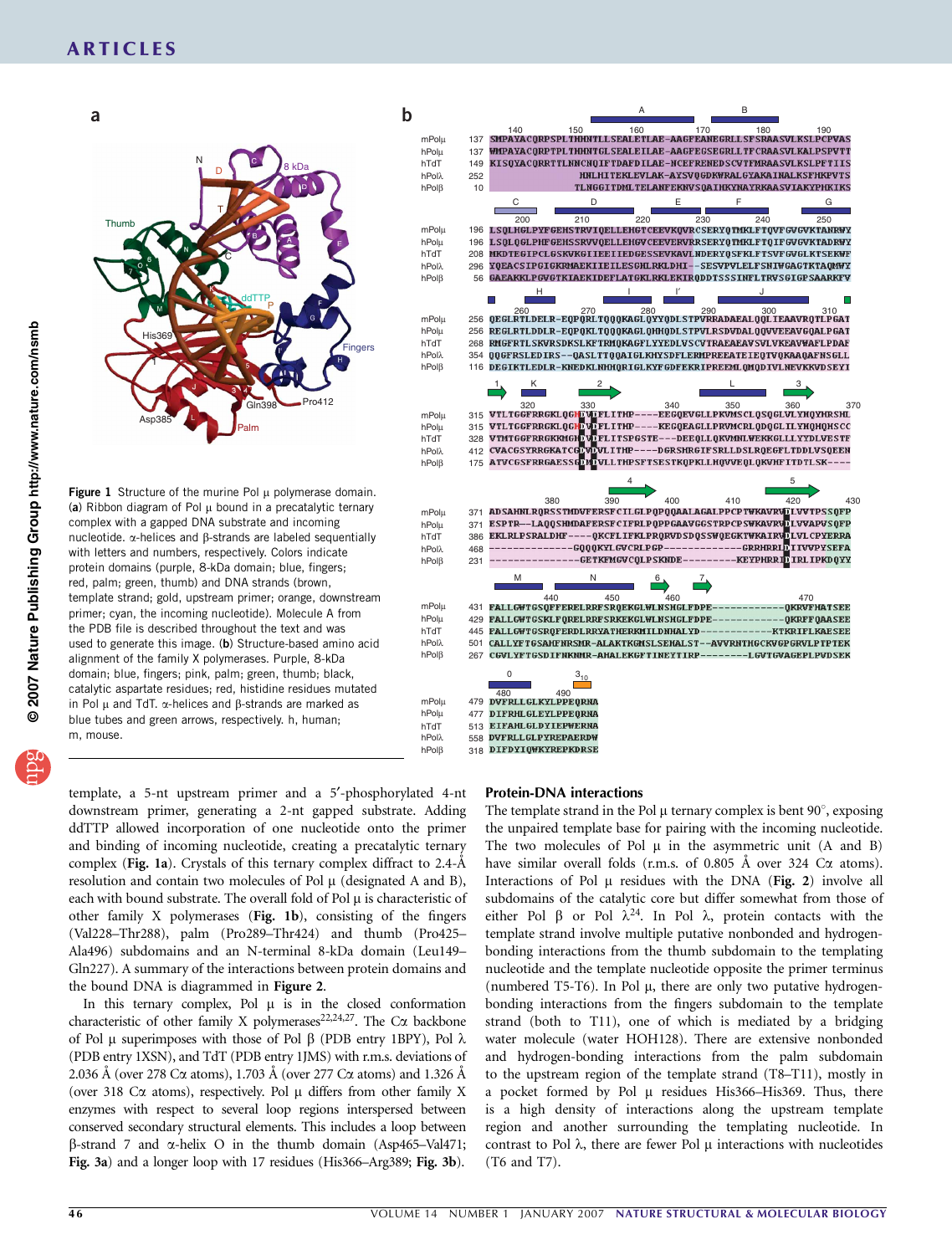**Figure 1** Structure of the murine Pol μ polymerase domain. (**a**) Ribbon diagram of Pol μ bound in a precatalytic ternary complex with a gapped DNA substrate and incoming nucleotide. α-helices and β-strands are labeled sequentially with letters and numbers, respectively. Colors indicate protein domains (purple, 8-kDa domain; blue, fingers; red, palm; green, thumb) and DNA strands (brown, template strand; gold, upstream primer; orange, downstream primer; cyan, the incoming nucleotide). Molecule A from the PDB file is described throughout the text and was used to generate this image. (**b**) Structure-based amino acid alignment of the family X polymerases. Purple, 8-kDa domain; blue, fingers; pink, palm; green, thumb; black, catalytic aspartate residues; red, histidine residues mutated in Pol μ and TdT. α-helices and β-strands are marked as blue tubes and green arrows, respectively. h, human; m, mouse.

template, a 5-nt upstream primer and a 5′-phosphorylated 4-nt downstream primer, generating a 2-nt gapped substrate. Adding ddTTP allowed incorporation of one nucleotide onto the primer and binding of incoming nucleotide, creating a precatalytic ternary complex (**Fig. 1a**). Crystals of this ternary complex diffract to 2.4-Å resolution and contain two molecules of Pol μ (designated A and B), each with bound substrate. The overall fold of Pol μ is characteristic of other family X polymerases (**Fig. 1b**), consisting of the fingers (Val228–Thr288), palm (Pro289–Thr424) and thumb (Pro425–Ala496) subdomains and an N-terminal 8-kDa domain (Leu149–Gln227). A summary of the interactions between protein domains and the bound DNA is diagrammed in **Figure 2**.

In this ternary complex, Pol μ is in the closed conformation characteristic of other family X polymerases[22,24,27]. The Cα backbone of Pol μ superimposes with those of Pol β (PDB entry 1BPY), Pol λ (PDB entry 1XSN), and TdT (PDB entry 1JMS) with r.m.s. deviations of 2.036 Å (over 278 Cα atoms), 1.703 Å (over 277 Cα atoms) and 1.326 Å (over 318 Cα atoms), respectively. Pol μ differs from other family X enzymes with respect to several loop regions interspersed between conserved secondary structural elements. This includes a loop between β-strand 7 and α-helix O in the thumb domain (Asp465–Val471; **Fig. 3a**) and a longer loop with 17 residues (His366–Arg389; **Fig. 3b**).

## Protein-DNA interactions

The template strand in the Pol μ ternary complex is bent 90°, exposing the unpaired template base for pairing with the incoming nucleotide. The two molecules of Pol μ in the asymmetric unit (A and B) have similar overall folds (r.m.s. of 0.805 Å over 324 Cα atoms). Interactions of Pol μ residues with the DNA (**Fig. 2**) involve all subdomains of the catalytic core but differ somewhat from those of either Pol β or Pol λ[24]. In Pol λ, protein contacts with the template strand involve multiple putative nonbonded and hydrogen-bonding interactions from the thumb subdomain to the templating nucleotide and the template nucleotide opposite the primer terminus (numbered T5-T6). In Pol μ, there are only two putative hydrogen-bonding interactions from the fingers subdomain to the template strand (both to T11), one of which is mediated by a bridging water molecule (water HOH128). There are extensive nonbonded and hydrogen-bonding interactions from the palm subdomain to the upstream region of the template strand (T8–T11), mostly in a pocket formed by Pol μ residues His366–His369. Thus, there is a high density of interactions along the upstream template region and another surrounding the templating nucleotide. In contrast to Pol λ, there are fewer Pol μ interactions with nucleotides (T6 and T7).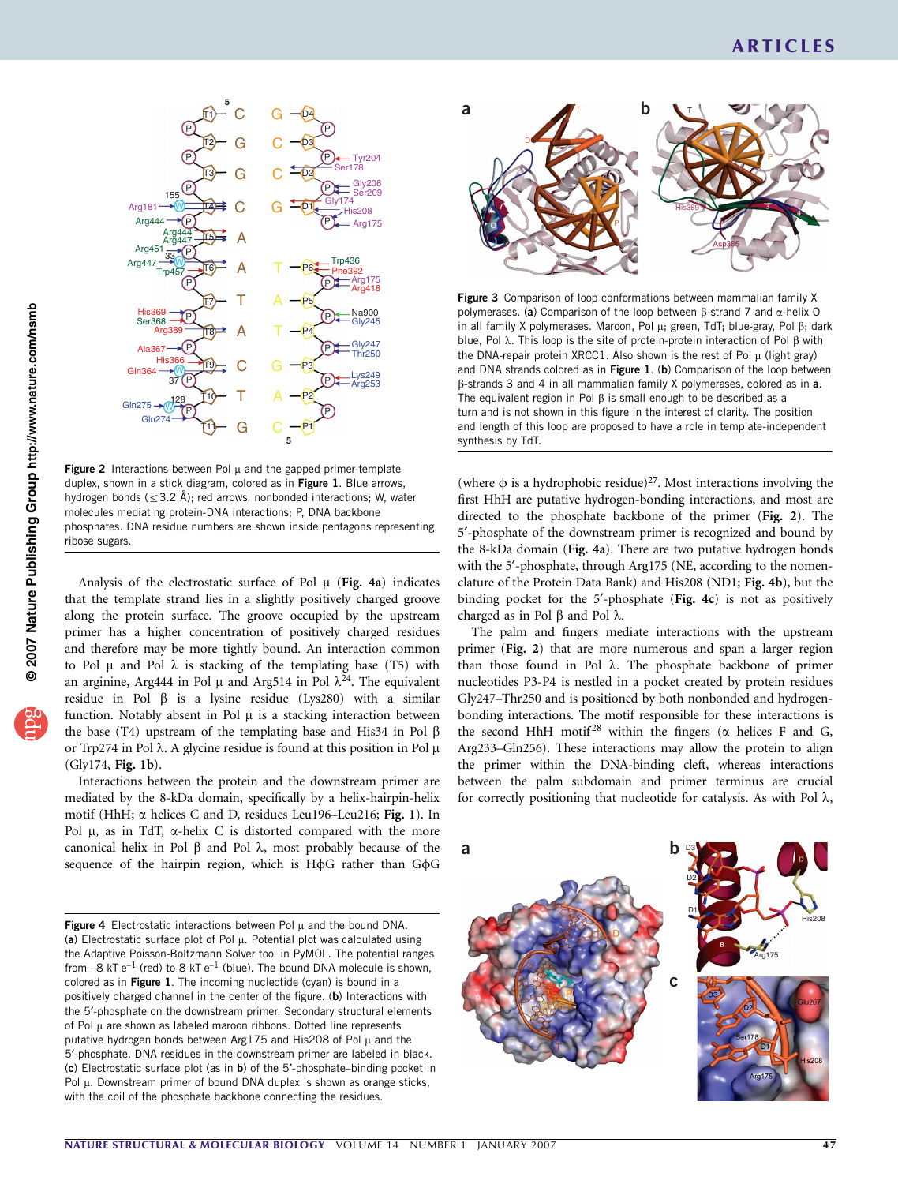Figure 2 Interactions between Pol μ and the gapped primer-template duplex, shown in a stick diagram, colored as in Figure 1. Blue arrows, hydrogen bonds (≤3.2 Å); red arrows, nonbonded interactions; W, water molecules mediating protein-DNA interactions; P, DNA backbone phosphates. DNA residue numbers are shown inside pentagons representing ribose sugars.

Figure 3 Comparison of loop conformations between mammalian family X polymerases. (a) Comparison of the loop between β-strand 7 and α-helix O in all family X polymerases. Maroon, Pol μ; green, TdT; blue-gray, Pol β; dark blue, Pol λ. This loop is the site of protein-protein interaction of Pol β with the DNA-repair protein XRCC1. Also shown is the rest of Pol μ (light gray) and DNA strands colored as in Figure 1. (b) Comparison of the loop between β-strands 3 and 4 in all mammalian family X polymerases, colored as in a. The equivalent region in Pol β is small enough to be described as a turn and is not shown in this figure in the interest of clarity. The position and length of this loop are proposed to have a role in template-independent synthesis by TdT.

Analysis of the electrostatic surface of Pol μ (Fig. 4a) indicates that the template strand lies in a slightly positively charged groove along the protein surface. The groove occupied by the upstream primer has a higher concentration of positively charged residues and therefore may be more tightly bound. An interaction common to Pol μ and Pol λ is stacking of the templating base (T5) with an arginine, Arg444 in Pol μ and Arg514 in Pol λ[24]. The equivalent residue in Pol β is a lysine residue (Lys280) with a similar function. Notably absent in Pol μ is a stacking interaction between the base (T4) upstream of the templating base and His34 in Pol β or Trp274 in Pol λ. A glycine residue is found at this position in Pol μ (Gly174, Fig. 1b).

Interactions between the protein and the downstream primer are mediated by the 8-kDa domain, specifically by a helix-hairpin-helix motif (HhH; α helices C and D, residues Leu196–Leu216; Fig. 1). In Pol μ, as in TdT, α-helix C is distorted compared with the more canonical helix in Pol β and Pol λ, most probably because of the sequence of the hairpin region, which is HϕG rather than GϕG (where ϕ is a hydrophobic residue)[27]. Most interactions involving the first HhH are putative hydrogen-bonding interactions, and most are directed to the phosphate backbone of the primer (Fig. 2). The 5′-phosphate of the downstream primer is recognized and bound by the 8-kDa domain (Fig. 4a). There are two putative hydrogen bonds with the 5′-phosphate, through Arg175 (NE, according to the nomenclature of the Protein Data Bank) and His208 (ND1; Fig. 4b), but the binding pocket for the 5′-phosphate (Fig. 4c) is not as positively charged as in Pol β and Pol λ.

The palm and fingers mediate interactions with the upstream primer (Fig. 2) that are more numerous and span a larger region than those found in Pol λ. The phosphate backbone of primer nucleotides P3-P4 is nestled in a pocket created by protein residues Gly247–Thr250 and is positioned by both nonbonded and hydrogen-bonding interactions. The motif responsible for these interactions is the second HhH motif[28] within the fingers (α helices F and G, Arg233–Gln256). These interactions may allow the protein to align the primer within the DNA-binding cleft, whereas interactions between the palm subdomain and primer terminus are crucial for correctly positioning that nucleotide for catalysis. As with Pol λ,

Figure 4 Electrostatic interactions between Pol μ and the bound DNA. (a) Electrostatic surface plot of Pol μ. Potential plot was calculated using the Adaptive Poisson-Boltzmann Solver tool in PyMOL. The potential ranges from –8 kT e$^{-1}$ (red) to 8 kT e$^{-1}$ (blue). The bound DNA molecule is shown, colored as in Figure 1. The incoming nucleotide (cyan) is bound in a positively charged channel in the center of the figure. (b) Interactions with the 5′-phosphate on the downstream primer. Secondary structural elements of Pol μ are shown as labeled maroon ribbons. Dotted line represents putative hydrogen bonds between Arg175 and His208 of Pol μ and the 5′-phosphate. DNA residues in the downstream primer are labeled in black. (c) Electrostatic surface plot (as in b) of the 5′-phosphate–binding pocket in Pol μ. Downstream primer of bound DNA duplex is shown as orange sticks, with the coil of the phosphate backbone connecting the residues.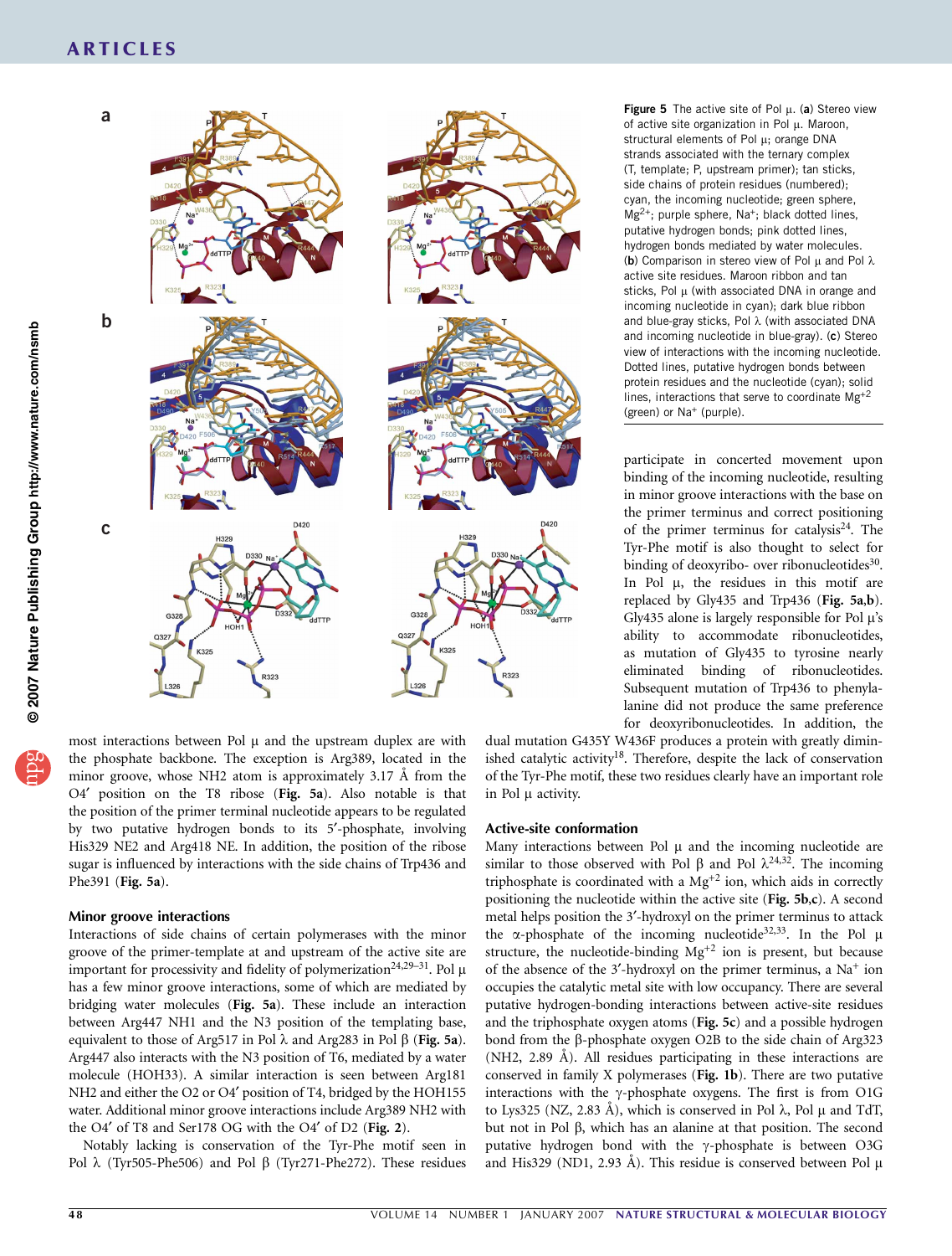Figure 5 The active site of Pol μ. (a) Stereo view of active site organization in Pol μ. Maroon, structural elements of Pol μ; orange DNA strands associated with the ternary complex (T, template; P, upstream primer); tan sticks, side chains of protein residues (numbered); cyan, the incoming nucleotide; green sphere, $Mg^{2+}$; purple sphere, $Na^{+}$; black dotted lines, putative hydrogen bonds; pink dotted lines, hydrogen bonds mediated by water molecules. (b) Comparison in stereo view of Pol μ and Pol λ active site residues. Maroon ribbon and tan sticks, Pol μ (with associated DNA in orange and incoming nucleotide in cyan); dark blue ribbon and blue-gray sticks, Pol λ (with associated DNA and incoming nucleotide in blue-gray). (c) Stereo view of interactions with the incoming nucleotide. Dotted lines, putative hydrogen bonds between protein residues and the nucleotide (cyan); solid lines, interactions that serve to coordinate $Mg^{+2}$ (green) or $Na^{+}$ (purple).

most interactions between Pol μ and the upstream duplex are with the phosphate backbone. The exception is Arg389, located in the minor groove, whose NH2 atom is approximately 3.17 Å from the O4′ position on the T8 ribose (Fig. 5a). Also notable is that the position of the primer terminal nucleotide appears to be regulated by two putative hydrogen bonds to its 5′-phosphate, involving His329 NE2 and Arg418 NE. In addition, the position of the ribose sugar is influenced by interactions with the side chains of Trp436 and Phe391 (Fig. 5a).

### Minor groove interactions

Interactions of side chains of certain polymerases with the minor groove of the primer-template at and upstream of the active site are important for processivity and fidelity of polymerization[24,29–31]. Pol μ has a few minor groove interactions, some of which are mediated by bridging water molecules (Fig. 5a). These include an interaction between Arg447 NH1 and the N3 position of the templating base, equivalent to those of Arg517 in Pol λ and Arg283 in Pol β (Fig. 5a). Arg447 also interacts with the N3 position of T6, mediated by a water molecule (HOH33). A similar interaction is seen between Arg181 NH2 and either the O2 or O4′ position of T4, bridged by the HOH155 water. Additional minor groove interactions include Arg389 NH2 with the O4′ of T8 and Ser178 OG with the O4′ of D2 (Fig. 2).

Notably lacking is conservation of the Tyr-Phe motif seen in Pol λ (Tyr505-Phe506) and Pol β (Tyr271-Phe272). These residues participate in concerted movement upon binding of the incoming nucleotide, resulting in minor groove interactions with the base on the primer terminus and correct positioning of the primer terminus for catalysis[24]. The Tyr-Phe motif is also thought to select for binding of deoxyribo- over ribonucleotides[30]. In Pol μ, the residues in this motif are replaced by Gly435 and Trp436 (Fig. 5a,b). Gly435 alone is largely responsible for Pol μ's ability to accommodate ribonucleotides, as mutation of Gly435 to tyrosine nearly eliminated binding of ribonucleotides. Subsequent mutation of Trp436 to phenylalanine did not produce the same preference for deoxyribonucleotides. In addition, the dual mutation G435Y W436F produces a protein with greatly diminished catalytic activity[18]. Therefore, despite the lack of conservation of the Tyr-Phe motif, these two residues clearly have an important role in Pol μ activity.

### Active-site conformation

Many interactions between Pol μ and the incoming nucleotide are similar to those observed with Pol β and Pol λ[24,32]. The incoming triphosphate is coordinated with a $Mg^{+2}$ ion, which aids in correctly positioning the nucleotide within the active site (Fig. 5b,c). A second metal helps position the 3′-hydroxyl on the primer terminus to attack the α-phosphate of the incoming nucleotide[32,33]. In the Pol μ structure, the nucleotide-binding $Mg^{+2}$ ion is present, but because of the absence of the 3′-hydroxyl on the primer terminus, a $Na^{+}$ ion occupies the catalytic metal site with low occupancy. There are several putative hydrogen-bonding interactions between active-site residues and the triphosphate oxygen atoms (Fig. 5c) and a possible hydrogen bond from the β-phosphate oxygen O2B to the side chain of Arg323 (NH2, 2.89 Å). All residues participating in these interactions are conserved in family X polymerases (Fig. 1b). There are two putative interactions with the γ-phosphate oxygens. The first is from O1G to Lys325 (NZ, 2.83 Å), which is conserved in Pol λ, Pol μ and TdT, but not in Pol β, which has an alanine at that position. The second putative hydrogen bond with the γ-phosphate is between O3G and His329 (ND1, 2.93 Å). This residue is conserved between Pol μ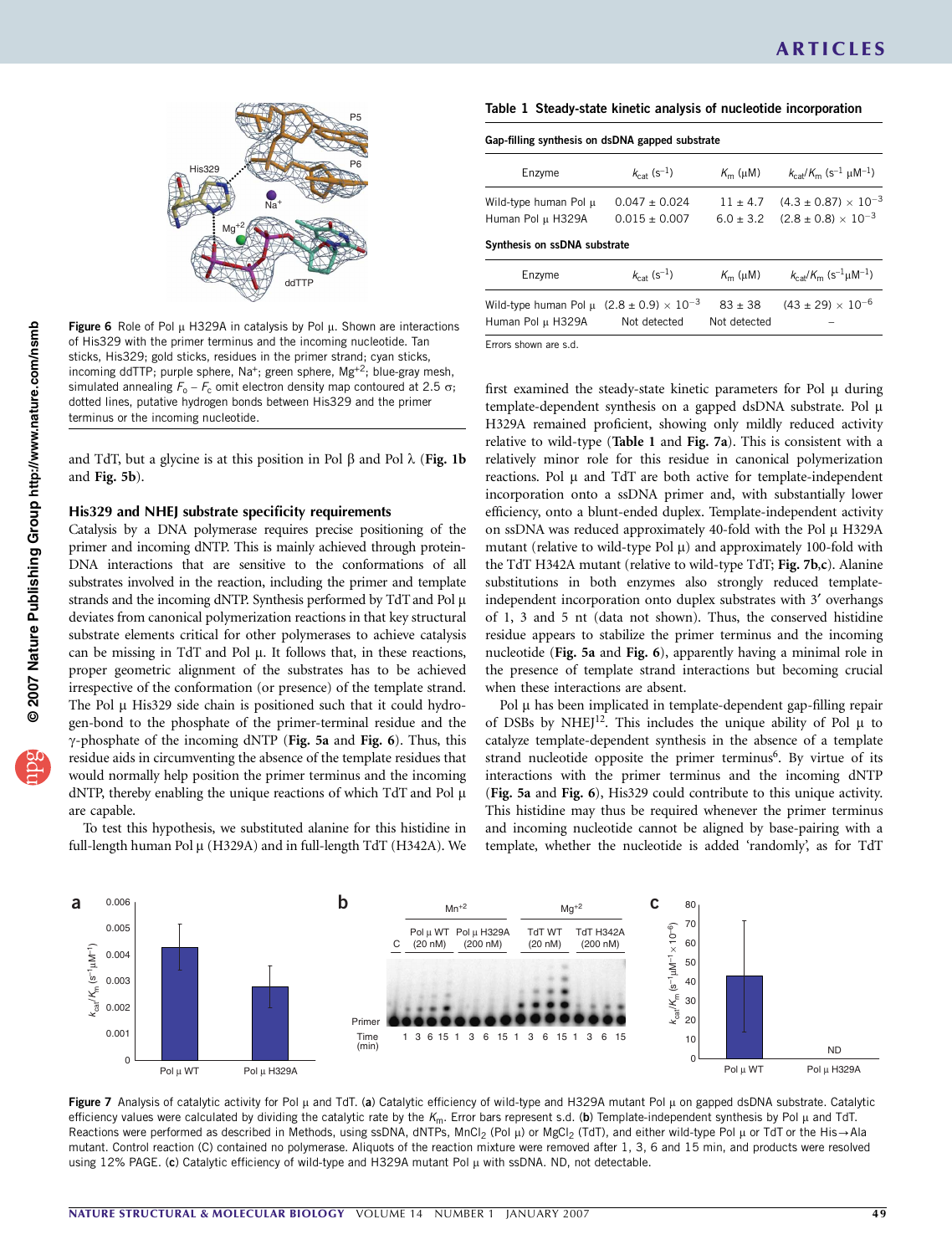Figure 6 Role of Pol μ H329A in catalysis by Pol μ. Shown are interactions of His329 with the primer terminus and the incoming nucleotide. Tan sticks, His329; gold sticks, residues in the primer strand; cyan sticks, incoming ddTTP; purple sphere, $Na^+$; green sphere, $Mg^{+2}$; blue-gray mesh, simulated annealing $F_o - F_c$ omit electron density map contoured at 2.5 σ; dotted lines, putative hydrogen bonds between His329 and the primer terminus or the incoming nucleotide.

and TdT, but a glycine is at this position in Pol β and Pol λ (**Fig. 1b** and **Fig. 5b**).

### His329 and NHEJ substrate specificity requirements

Catalysis by a DNA polymerase requires precise positioning of the primer and incoming dNTP. This is mainly achieved through protein-DNA interactions that are sensitive to the conformations of all substrates involved in the reaction, including the primer and template strands and the incoming dNTP. Synthesis performed by TdT and Pol μ deviates from canonical polymerization reactions in that key structural substrate elements critical for other polymerases to achieve catalysis can be missing in TdT and Pol μ. It follows that, in these reactions, proper geometric alignment of the substrates has to be achieved irrespective of the conformation (or presence) of the template strand. The Pol μ His329 side chain is positioned such that it could hydrogen-bond to the phosphate of the primer-terminal residue and the γ-phosphate of the incoming dNTP (**Fig. 5a** and **Fig. 6**). Thus, this residue aids in circumventing the absence of the template residues that would normally help position the primer terminus and the incoming dNTP, thereby enabling the unique reactions of which TdT and Pol μ are capable.

To test this hypothesis, we substituted alanine for this histidine in full-length human Pol μ (H329A) and in full-length TdT (H342A). We first examined the steady-state kinetic parameters for Pol μ during template-dependent synthesis on a gapped dsDNA substrate. Pol μ H329A remained proficient, showing only mildly reduced activity relative to wild-type (**Table 1** and **Fig. 7a**). This is consistent with a relatively minor role for this residue in canonical polymerization reactions. Pol μ and TdT are both active for template-independent incorporation onto a ssDNA primer and, with substantially lower efficiency, onto a blunt-ended duplex. Template-independent activity on ssDNA was reduced approximately 40-fold with the Pol μ H329A mutant (relative to wild-type Pol μ) and approximately 100-fold with the TdT H342A mutant (relative to wild-type TdT; **Fig. 7b,c**). Alanine substitutions in both enzymes also strongly reduced template-independent incorporation onto duplex substrates with 3′ overhangs of 1, 3 and 5 nt (data not shown). Thus, the conserved histidine residue appears to stabilize the primer terminus and the incoming nucleotide (**Fig. 5a** and **Fig. 6**), apparently having a minimal role in the presence of template strand interactions but becoming crucial when these interactions are absent.

Pol μ has been implicated in template-dependent gap-filling repair of DSBs by NHEJ[12]. This includes the unique ability of Pol μ to catalyze template-dependent synthesis in the absence of a template strand nucleotide opposite the primer terminus[6]. By virtue of its interactions with the primer terminus and the incoming dNTP (**Fig. 5a** and **Fig. 6**), His329 could contribute to this unique activity. This histidine may thus be required whenever the primer terminus and incoming nucleotide cannot be aligned by base-pairing with a template, whether the nucleotide is added 'randomly', as for TdT

**Table 1 Steady-state kinetic analysis of nucleotide incorporation**

**Gap-filling synthesis on dsDNA gapped substrate**

| Enzyme | $k_{cat}$ ($s^{-1}$) | $K_m$ (μM) | $k_{cat}/K_m$ ($s^{-1}$ $μM^{-1}$) |
|---|---|---|---|
| Wild-type human Pol μ | 0.047 ± 0.024 | 11 ± 4.7 | $(4.3 \pm 0.87) \times 10^{-3}$ |
| Human Pol μ H329A | 0.015 ± 0.007 | 6.0 ± 3.2 | $(2.8 \pm 0.8) \times 10^{-3}$ |

**Synthesis on ssDNA substrate**

| Enzyme | $k_{cat}$ ($s^{-1}$) | $K_m$ (μM) | $k_{cat}/K_m$ ($s^{-1}$ $μM^{-1}$) |
|---|---|---|---|
| Wild-type human Pol μ | $(2.8 \pm 0.9) \times 10^{-3}$ | 83 ± 38 | $(43 \pm 29) \times 10^{-6}$ |
| Human Pol μ H329A | Not detected | Not detected | – |

Errors shown are s.d.

Figure 7 Analysis of catalytic activity for Pol μ and TdT. (**a**) Catalytic efficiency of wild-type and H329A mutant Pol μ on gapped dsDNA substrate. Catalytic efficiency values were calculated by dividing the catalytic rate by the $K_m$. Error bars represent s.d. (**b**) Template-independent synthesis by Pol μ and TdT. Reactions were performed as described in Methods, using ssDNA, dNTPs, $MnCl_2$ (Pol μ) or $MgCl_2$ (TdT), and either wild-type Pol μ or TdT or the His→Ala mutant. Control reaction (C) contained no polymerase. Aliquots of the reaction mixture were removed after 1, 3, 6 and 15 min, and products were resolved using 12% PAGE. (**c**) Catalytic efficiency of wild-type and H329A mutant Pol μ with ssDNA. ND, not detectable.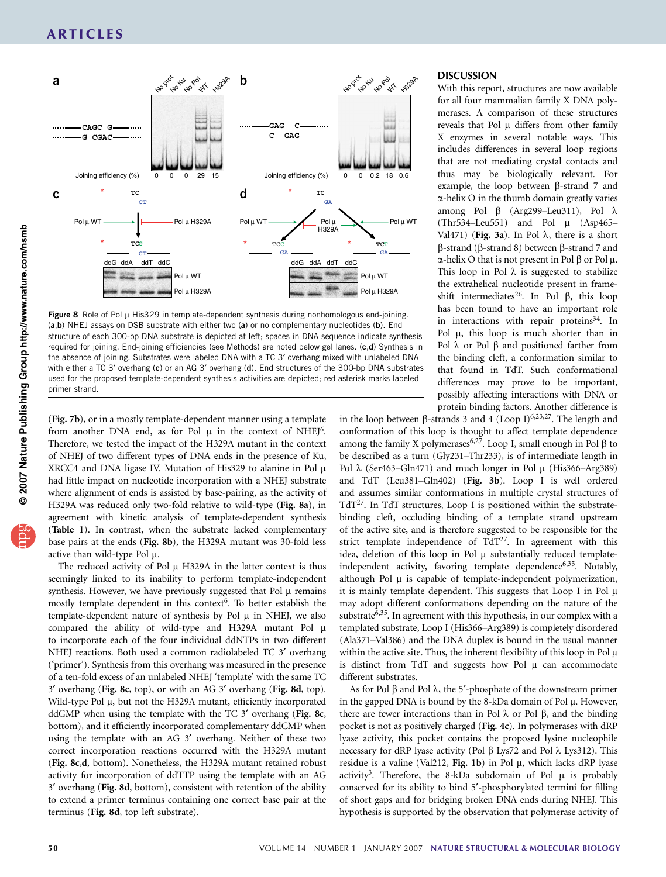**Figure 8** Role of Pol μ His329 in template-dependent synthesis during nonhomologous end-joining. (**a**,**b**) NHEJ assays on DSB substrate with either two (**a**) or no complementary nucleotides (**b**). End structure of each 300-bp DNA substrate is depicted at left; spaces in DNA sequence indicate synthesis required for joining. End-joining efficiencies (see Methods) are noted below gel lanes. (**c**,**d**) Synthesis in the absence of joining. Substrates were labeled DNA with a TC 3′ overhang mixed with unlabeled DNA with either a TC 3′ overhang (**c**) or an AG 3′ overhang (**d**). End structures of the 300-bp DNA substrates used for the proposed template-dependent synthesis activities are depicted; red asterisk marks labeled primer strand.

(**Fig. 7b**), or in a mostly template-dependent manner using a template from another DNA end, as for Pol μ in the context of NHEJ[6]. Therefore, we tested the impact of the H329A mutant in the context of NHEJ of two different types of DNA ends in the presence of Ku, XRCC4 and DNA ligase IV. Mutation of His329 to alanine in Pol μ had little impact on nucleotide incorporation with a NHEJ substrate where alignment of ends is assisted by base-pairing, as the activity of H329A was reduced only two-fold relative to wild-type (**Fig. 8a**), in agreement with kinetic analysis of template-dependent synthesis (**Table 1**). In contrast, when the substrate lacked complementary base pairs at the ends (**Fig. 8b**), the H329A mutant was 30-fold less active than wild-type Pol μ.

The reduced activity of Pol μ H329A in the latter context is thus seemingly linked to its inability to perform template-independent synthesis. However, we have previously suggested that Pol μ remains mostly template dependent in this context[6]. To better establish the template-dependent nature of synthesis by Pol μ in NHEJ, we also compared the ability of wild-type and H329A mutant Pol μ to incorporate each of the four individual ddNTPs in two different NHEJ reactions. Both used a common radiolabeled TC 3′ overhang ('primer'). Synthesis from this overhang was measured in the presence of a ten-fold excess of an unlabeled NHEJ 'template' with the same TC 3′ overhang (**Fig. 8c**, top), or with an AG 3′ overhang (**Fig. 8d**, top). Wild-type Pol μ, but not the H329A mutant, efficiently incorporated ddGMP when using the template with the TC 3′ overhang (**Fig. 8c**, bottom), and it efficiently incorporated complementary ddCMP when using the template with an AG 3′ overhang. Neither of these two correct incorporation reactions occurred with the H329A mutant (**Fig. 8c,d**, bottom). Nonetheless, the H329A mutant retained robust activity for incorporation of ddTTP using the template with an AG 3′ overhang (**Fig. 8d**, bottom), consistent with retention of the ability to extend a primer terminus containing one correct base pair at the terminus (**Fig. 8d**, top left substrate).

## DISCUSSION

With this report, structures are now available for all four mammalian family X DNA polymerases. A comparison of these structures reveals that Pol μ differs from other family X enzymes in several notable ways. This includes differences in several loop regions that are not mediating crystal contacts and thus may be biologically relevant. For example, the loop between β-strand 7 and α-helix O in the thumb domain greatly varies among Pol β (Arg299–Leu311), Pol λ (Thr534–Leu551) and Pol μ (Asp465–Val471) (**Fig. 3a**). In Pol λ, there is a short β-strand (β-strand 8) between β-strand 7 and α-helix O that is not present in Pol β or Pol μ. This loop in Pol λ is suggested to stabilize the extrahelical nucleotide present in frameshift intermediates[26]. In Pol β, this loop has been found to have an important role in interactions with repair proteins[34]. In Pol μ, this loop is much shorter than in Pol λ or Pol β and positioned farther from the binding cleft, a conformation similar to that found in TdT. Such conformational differences may prove to be important, possibly affecting interactions with DNA or protein binding factors. Another difference is in the loop between β-strands 3 and 4 (Loop I)[6,23,27]. The length and conformation of this loop is thought to affect template dependence among the family X polymerases[6,27]. Loop I, small enough in Pol β to be described as a turn (Gly231–Thr233), is of intermediate length in Pol λ (Ser463–Gln471) and much longer in Pol μ (His366–Arg389) and TdT (Leu381–Gln402) (**Fig. 3b**). Loop I is well ordered and assumes similar conformations in multiple crystal structures of TdT[27]. In TdT structures, Loop I is positioned within the substrate-binding cleft, occluding binding of a template strand upstream of the active site, and is therefore suggested to be responsible for the strict template independence of TdT[27]. In agreement with this idea, deletion of this loop in Pol μ substantially reduced template-independent activity, favoring template dependence[6,35]. Notably, although Pol μ is capable of template-independent polymerization, it is mainly template dependent. This suggests that Loop I in Pol μ may adopt different conformations depending on the nature of the substrate[6,35]. In agreement with this hypothesis, in our complex with a templated substrate, Loop I (His366–Arg389) is completely disordered (Ala371–Val386) and the DNA duplex is bound in the usual manner within the active site. Thus, the inherent flexibility of this loop in Pol μ is distinct from TdT and suggests how Pol μ can accommodate different substrates.

As for Pol β and Pol λ, the 5′-phosphate of the downstream primer in the gapped DNA is bound by the 8-kDa domain of Pol μ. However, there are fewer interactions than in Pol λ or Pol β, and the binding pocket is not as positively charged (**Fig. 4c**). In polymerases with dRP lyase activity, this pocket contains the proposed lysine nucleophile necessary for dRP lyase activity (Pol β Lys72 and Pol λ Lys312). This residue is a valine (Val212, **Fig. 1b**) in Pol μ, which lacks dRP lyase activity[3]. Therefore, the 8-kDa subdomain of Pol μ is probably conserved for its ability to bind 5′-phosphorylated termini for filling of short gaps and for bridging broken DNA ends during NHEJ. This hypothesis is supported by the observation that polymerase activity of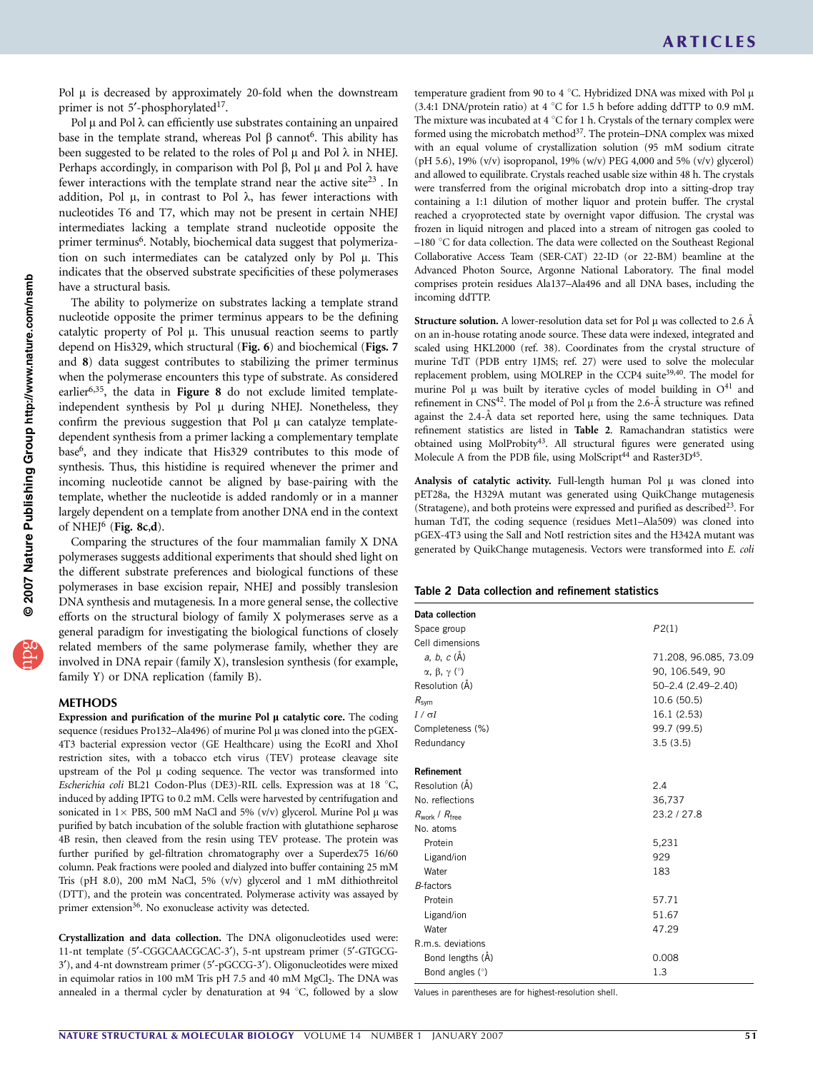Pol μ is decreased by approximately 20-fold when the downstream primer is not 5′-phosphorylated[17].

Pol μ and Pol λ can efficiently use substrates containing an unpaired base in the template strand, whereas Pol β cannot[6]. This ability has been suggested to be related to the roles of Pol μ and Pol λ in NHEJ. Perhaps accordingly, in comparison with Pol β, Pol μ and Pol λ have fewer interactions with the template strand near the active site[23]. In addition, Pol μ, in contrast to Pol λ, has fewer interactions with nucleotides T6 and T7, which may not be present in certain NHEJ intermediates lacking a template strand nucleotide opposite the primer terminus[6]. Notably, biochemical data suggest that polymerization on such intermediates can be catalyzed only by Pol μ. This indicates that the observed substrate specificities of these polymerases have a structural basis.

The ability to polymerize on substrates lacking a template strand nucleotide opposite the primer terminus appears to be the defining catalytic property of Pol μ. This unusual reaction seems to partly depend on His329, which structural (**Fig. 6**) and biochemical (**Figs. 7** and **8**) data suggest contributes to stabilizing the primer terminus when the polymerase encounters this type of substrate. As considered earlier[6,35], the data in **Figure 8** do not exclude limited template-independent synthesis by Pol μ during NHEJ. Nonetheless, they confirm the previous suggestion that Pol μ can catalyze template-dependent synthesis from a primer lacking a complementary template base[6], and they indicate that His329 contributes to this mode of synthesis. Thus, this histidine is required whenever the primer and incoming nucleotide cannot be aligned by base-pairing with the template, whether the nucleotide is added randomly or in a manner largely dependent on a template from another DNA end in the context of NHEJ[6] (**Fig. 8c,d**).

Comparing the structures of the four mammalian family X DNA polymerases suggests additional experiments that should shed light on the different substrate preferences and biological functions of these polymerases in base excision repair, NHEJ and possibly translesion DNA synthesis and mutagenesis. In a more general sense, the collective efforts on the structural biology of family X polymerases serve as a general paradigm for investigating the biological functions of closely related members of the same polymerase family, whether they are involved in DNA repair (family X), translesion synthesis (for example, family Y) or DNA replication (family B).

## METHODS

**Expression and purification of the murine Pol μ catalytic core.** The coding sequence (residues Pro132–Ala496) of murine Pol μ was cloned into the pGEX-4T3 bacterial expression vector (GE Healthcare) using the EcoRI and XhoI restriction sites, with a tobacco etch virus (TEV) protease cleavage site upstream of the Pol μ coding sequence. The vector was transformed into *Escherichia coli* BL21 Codon-Plus (DE3)-RIL cells. Expression was at 18 °C, induced by adding IPTG to 0.2 mM. Cells were harvested by centrifugation and sonicated in 1× PBS, 500 mM NaCl and 5% (v/v) glycerol. Murine Pol μ was purified by batch incubation of the soluble fraction with glutathione sepharose 4B resin, then cleaved from the resin using TEV protease. The protein was further purified by gel-filtration chromatography over a Superdex75 16/60 column. Peak fractions were pooled and dialyzed into buffer containing 25 mM Tris (pH 8.0), 200 mM NaCl, 5% (v/v) glycerol and 1 mM dithiothreitol (DTT), and the protein was concentrated. Polymerase activity was assayed by primer extension[36]. No exonuclease activity was detected.

**Crystallization and data collection.** The DNA oligonucleotides used were: 11-nt template (5′-CGGCAACGCAC-3′), 5-nt upstream primer (5′-GTGCG-3′), and 4-nt downstream primer (5′-pGCCG-3′). Oligonucleotides were mixed in equimolar ratios in 100 mM Tris pH 7.5 and 40 mM $MgCl_2$. The DNA was annealed in a thermal cycler by denaturation at 94 °C, followed by a slow temperature gradient from 90 to 4 °C. Hybridized DNA was mixed with Pol μ (3.4:1 DNA/protein ratio) at 4 °C for 1.5 h before adding ddTTP to 0.9 mM. The mixture was incubated at 4 °C for 1 h. Crystals of the ternary complex were formed using the microbatch method[37]. The protein–DNA complex was mixed with an equal volume of crystallization solution (95 mM sodium citrate (pH 5.6), 19% (v/v) isopropanol, 19% (w/v) PEG 4,000 and 5% (v/v) glycerol) and allowed to equilibrate. Crystals reached usable size within 48 h. The crystals were transferred from the original microbatch drop into a sitting-drop tray containing a 1:1 dilution of mother liquor and protein buffer. The crystal reached a cryoprotected state by overnight vapor diffusion. The crystal was frozen in liquid nitrogen and placed into a stream of nitrogen gas cooled to –180 °C for data collection. The data were collected on the Southeast Regional Collaborative Access Team (SER-CAT) 22-ID (or 22-BM) beamline at the Advanced Photon Source, Argonne National Laboratory. The final model comprises protein residues Ala137–Ala496 and all DNA bases, including the incoming ddTTP.

**Structure solution.** A lower-resolution data set for Pol μ was collected to 2.6 Å on an in-house rotating anode source. These data were indexed, integrated and scaled using HKL2000 (ref. 38). Coordinates from the crystal structure of murine TdT (PDB entry 1JMS; ref. 27) were used to solve the molecular replacement problem, using MOLREP in the CCP4 suite[39,40]. The model for murine Pol μ was built by iterative cycles of model building in O[41] and refinement in CNS[42]. The model of Pol μ from the 2.6-Å structure was refined against the 2.4-Å data set reported here, using the same techniques. Data refinement statistics are listed in **Table 2**. Ramachandran statistics were obtained using MolProbity[43]. All structural figures were generated using Molecule A from the PDB file, using MolScript[44] and Raster3D[45].

**Analysis of catalytic activity.** Full-length human Pol μ was cloned into pET28a, the H329A mutant was generated using QuikChange mutagenesis (Stratagene), and both proteins were expressed and purified as described[23]. For human TdT, the coding sequence (residues Met1–Ala509) was cloned into pGEX-4T3 using the SalI and NotI restriction sites and the H342A mutant was generated by QuikChange mutagenesis. Vectors were transformed into *E. coli*

**Table 2 Data collection and refinement statistics**

| | |
|---|---|
| **Data collection** | |
| Space group | *P*2(1) |
| Cell dimensions | |
| *a*, *b*, *c* (Å) | 71.208, 96.085, 73.09 |
| α, β, γ (°) | 90, 106.549, 90 |
| Resolution (Å) | 50–2.4 (2.49–2.40) |
| $R_{sym}$ | 10.6 (50.5) |
| $I / \sigma I$ | 16.1 (2.53) |
| Completeness (%) | 99.7 (99.5) |
| Redundancy | 3.5 (3.5) |
| **Refinement** | |
| Resolution (Å) | 2.4 |
| No. reflections | 36,737 |
| $R_{work}$ / $R_{free}$ | 23.2 / 27.8 |
| No. atoms | |
| Protein | 5,231 |
| Ligand/ion | 929 |
| Water | 183 |
| *B*-factors | |
| Protein | 57.71 |
| Ligand/ion | 51.67 |
| Water | 47.29 |
| R.m.s. deviations | |
| Bond lengths (Å) | 0.008 |
| Bond angles (°) | 1.3 |

Values in parentheses are for highest-resolution shell.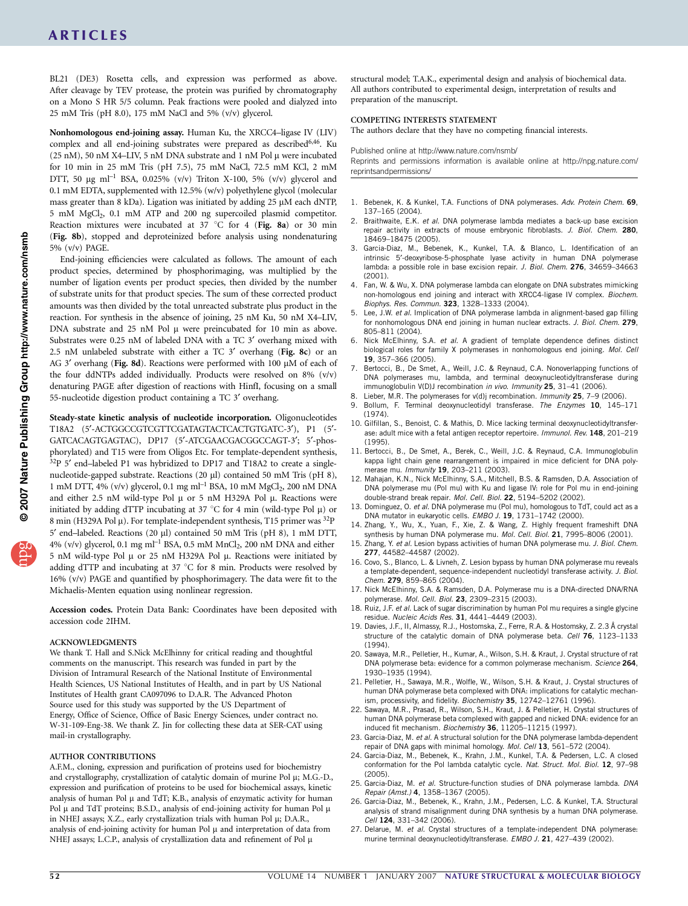BL21 (DE3) Rosetta cells, and expression was performed as above. After cleavage by TEV protease, the protein was purified by chromatography on a Mono S HR 5/5 column. Peak fractions were pooled and dialyzed into 25 mM Tris (pH 8.0), 175 mM NaCl and 5% (v/v) glycerol.

**Nonhomologous end-joining assay.** Human Ku, the XRCC4–ligase IV (LIV) complex and all end-joining substrates were prepared as described[6,46]. Ku (25 nM), 50 nM X4–LIV, 5 nM DNA substrate and 1 nM Pol μ were incubated for 10 min in 25 mM Tris (pH 7.5), 75 mM NaCl, 72.5 mM KCl, 2 mM DTT, 50 μg $ml^{-1}$ BSA, 0.025% (v/v) Triton X-100, 5% (v/v) glycerol and 0.1 mM EDTA, supplemented with 12.5% (w/v) polyethylene glycol (molecular mass greater than 8 kDa). Ligation was initiated by adding 25 μM each dNTP, 5 mM $MgCl_2$, 0.1 mM ATP and 200 ng supercoiled plasmid competitor. Reaction mixtures were incubated at 37 °C for 4 (**Fig. 8a**) or 30 min (**Fig. 8b**), stopped and deproteinized before analysis using nondenaturing 5% (v/v) PAGE.

End-joining efficiencies were calculated as follows. The amount of each product species, determined by phosphorimaging, was multiplied by the number of ligation events per product species, then divided by the number of substrate units for that product species. The sum of these corrected product amounts was then divided by the total unreacted substrate plus product in the reaction. For synthesis in the absence of joining, 25 nM Ku, 50 nM X4–LIV, DNA substrate and 25 nM Pol μ were preincubated for 10 min as above. Substrates were 0.25 nM of labeled DNA with a TC 3′ overhang mixed with 2.5 nM unlabeled substrate with either a TC 3′ overhang (**Fig. 8c**) or an AG 3′ overhang (**Fig. 8d**). Reactions were performed with 100 μM of each of the four ddNTPs added individually. Products were resolved on 8% (v/v) denaturing PAGE after digestion of reactions with HinfI, focusing on a small 55-nucleotide digestion product containing a TC 3′ overhang.

**Steady-state kinetic analysis of nucleotide incorporation.** Oligonucleotides T18A2 (5′-ACTGGCCGTCGTTCGATAGTACTCACTGTGATC-3′), P1 (5′-GATCACAGTGAGTAC), DP17 (5′-ATCGAACGACGGCCAGT-3′; 5′-phosphorylated) and T15 were from Oligos Etc. For template-dependent synthesis, $^{32}P$ 5′ end–labeled P1 was hybridized to DP17 and T18A2 to create a single-nucleotide-gapped substrate. Reactions (20 μl) contained 50 mM Tris (pH 8), 1 mM DTT, 4% (v/v) glycerol, 0.1 mg $ml^{-1}$ BSA, 10 mM $MgCl_2$, 200 nM DNA and either 2.5 nM wild-type Pol μ or 5 nM H329A Pol μ. Reactions were initiated by adding dTTP incubating at 37 °C for 4 min (wild-type Pol μ) or 8 min (H329A Pol μ). For template-independent synthesis, T15 primer was $^{32}P$ 5′ end–labeled. Reactions (20 μl) contained 50 mM Tris (pH 8), 1 mM DTT, 4% (v/v) glycerol, 0.1 mg $ml^{-1}$ BSA, 0.5 mM $MnCl_2$, 200 nM DNA and either 5 nM wild-type Pol μ or 25 nM H329A Pol μ. Reactions were initiated by adding dTTP and incubating at 37 °C for 8 min. Products were resolved by 16% (v/v) PAGE and quantified by phosphorimagery. The data were fit to the Michaelis-Menten equation using nonlinear regression.

**Accession codes.** Protein Data Bank: Coordinates have been deposited with accession code 2IHM.

#### ACKNOWLEDGMENTS

We thank T. Hall and S.Nick McElhinny for critical reading and thoughtful comments on the manuscript. This research was funded in part by the Division of Intramural Research of the National Institute of Environmental Health Sciences, US National Institutes of Health, and in part by US National Institutes of Health grant CA097096 to D.A.R. The Advanced Photon Source used for this study was supported by the US Department of Energy, Office of Science, Office of Basic Energy Sciences, under contract no. W-31-109-Eng-38. We thank Z. Jin for collecting these data at SER-CAT using mail-in crystallography.

#### AUTHOR CONTRIBUTIONS

A.F.M., cloning, expression and purification of proteins used for biochemistry and crystallography, crystallization of catalytic domain of murine Pol μ; M.G.-D., expression and purification of proteins to be used for biochemical assays, kinetic analysis of human Pol μ and TdT; K.B., analysis of enzymatic activity for human Pol μ and TdT proteins; B.S.D., analysis of end-joining activity for human Pol μ in NHEJ assays; X.Z., early crystallization trials with human Pol μ; D.A.R., analysis of end-joining activity for human Pol μ and interpretation of data from NHEJ assays; L.C.P., analysis of crystallization data and refinement of Pol μ structural model; T.A.K., experimental design and analysis of biochemical data. All authors contributed to experimental design, interpretation of results and preparation of the manuscript.

#### COMPETING INTERESTS STATEMENT

The authors declare that they have no competing financial interests.

Published online at http://www.nature.com/nsmb/

Reprints and permissions information is available online at http://npg.nature.com/reprintsandpermissions/

1. Bebenek, K. & Kunkel, T.A. Functions of DNA polymerases. *Adv. Protein Chem.* **69**, 137–165 (2004).
2. Braithwaite, E.K. *et al.* DNA polymerase lambda mediates a back-up base excision repair activity in extracts of mouse embryonic fibroblasts. *J. Biol. Chem.* **280**, 18469–18475 (2005).
3. Garcia-Diaz, M., Bebenek, K., Kunkel, T.A. & Blanco, L. Identification of an intrinsic 5′-deoxyribose-5-phosphate lyase activity in human DNA polymerase lambda: a possible role in base excision repair. *J. Biol. Chem.* **276**, 34659–34663 (2001).
4. Fan, W. & Wu, X. DNA polymerase lambda can elongate on DNA substrates mimicking non-homologous end joining and interact with XRCC4-ligase IV complex. *Biochem. Biophys. Res. Commun.* **323**, 1328–1333 (2004).
5. Lee, J.W. *et al.* Implication of DNA polymerase lambda in alignment-based gap filling for nonhomologous DNA end joining in human nuclear extracts. *J. Biol. Chem.* **279**, 805–811 (2004).
6. Nick McElhinny, S.A. *et al.* A gradient of template dependence defines distinct biological roles for family X polymerases in nonhomologous end joining. *Mol. Cell* **19**, 357–366 (2005).
7. Bertocci, B., De Smet, A., Weill, J.C. & Reynaud, C.A. Nonoverlapping functions of DNA polymerases mu, lambda, and terminal deoxynucleotidyltransferase during immunoglobulin V(D)J recombination *in vivo*. *Immunity* **25**, 31–41 (2006).
8. Lieber, M.R. The polymerases for v(d)j recombination. *Immunity* **25**, 7–9 (2006).
9. Bollum, F. Terminal deoxynucleotidyl transferase. *The Enzymes* **10**, 145–171 (1974).
10. Gilfillan, S., Benoist, C. & Mathis, D. Mice lacking terminal deoxynucleotidyltransferase: adult mice with a fetal antigen receptor repertoire. *Immunol. Rev.* **148**, 201–219 (1995).
11. Bertocci, B., De Smet, A., Berek, C., Weill, J.C. & Reynaud, C.A. Immunoglobulin kappa light chain gene rearrangement is impaired in mice deficient for DNA polymerase mu. *Immunity* **19**, 203–211 (2003).
12. Mahajan, K.N., Nick McElhinny, S.A., Mitchell, B.S. & Ramsden, D.A. Association of DNA polymerase mu (Pol mu) with Ku and ligase IV: role for Pol mu in end-joining double-strand break repair. *Mol. Cell. Biol.* **22**, 5194–5202 (2002).
13. Dominguez, O. *et al.* DNA polymerase mu (Pol mu), homologous to TdT, could act as a DNA mutator in eukaryotic cells. *EMBO J.* **19**, 1731–1742 (2000).
14. Zhang, Y., Wu, X., Yuan, F., Xie, Z. & Wang, Z. Highly frequent frameshift DNA synthesis by human DNA polymerase mu. *Mol. Cell. Biol.* **21**, 7995–8006 (2001).
15. Zhang, Y. *et al.* Lesion bypass activities of human DNA polymerase mu. *J. Biol. Chem.* **277**, 44582–44587 (2002).
16. Covo, S., Blanco, L. & Livneh, Z. Lesion bypass by human DNA polymerase mu reveals a template-dependent, sequence-independent nucleotidyl transferase activity. *J. Biol. Chem.* **279**, 859–865 (2004).
17. Nick McElhinny, S.A. & Ramsden, D.A. Polymerase mu is a DNA-directed DNA/RNA polymerase. *Mol. Cell. Biol.* **23**, 2309–2315 (2003).
18. Ruiz, J.F. *et al.* Lack of sugar discrimination by human Pol mu requires a single glycine residue. *Nucleic Acids Res.* **31**, 4441–4449 (2003).
19. Davies, J.F., II, Almassy, R.J., Hostomska, Z., Ferre, R.A. & Hostomsky, Z. 2.3 Å crystal structure of the catalytic domain of DNA polymerase beta. *Cell* **76**, 1123–1133 (1994).
20. Sawaya, M.R., Pelletier, H., Kumar, A., Wilson, S.H. & Kraut, J. Crystal structure of rat DNA polymerase beta: evidence for a common polymerase mechanism. *Science* **264**, 1930–1935 (1994).
21. Pelletier, H., Sawaya, M.R., Wolfle, W., Wilson, S.H. & Kraut, J. Crystal structures of human DNA polymerase beta complexed with DNA: implications for catalytic mechanism, processivity, and fidelity. *Biochemistry* **35**, 12742–12761 (1996).
22. Sawaya, M.R., Prasad, R., Wilson, S.H., Kraut, J. & Pelletier, H. Crystal structures of human DNA polymerase beta complexed with gapped and nicked DNA: evidence for an induced fit mechanism. *Biochemistry* **36**, 11205–11215 (1997).
23. Garcia-Diaz, M. *et al.* A structural solution for the DNA polymerase lambda-dependent repair of DNA gaps with minimal homology. *Mol. Cell* **13**, 561–572 (2004).
24. Garcia-Diaz, M., Bebenek, K., Krahn, J.M., Kunkel, T.A. & Pedersen, L.C. A closed conformation for the Pol lambda catalytic cycle. *Nat. Struct. Mol. Biol.* **12**, 97–98 (2005).
25. Garcia-Diaz, M. *et al.* Structure-function studies of DNA polymerase lambda. *DNA Repair (Amst.)* **4**, 1358–1367 (2005).
26. Garcia-Diaz, M., Bebenek, K., Krahn, J.M., Pedersen, L.C. & Kunkel, T.A. Structural analysis of strand misalignment during DNA synthesis by a human DNA polymerase. *Cell* **124**, 331–342 (2006).
27. Delarue, M. *et al.* Crystal structures of a template-independent DNA polymerase: murine terminal deoxynucleotidyltransferase. *EMBO J.* **21**, 427–439 (2002).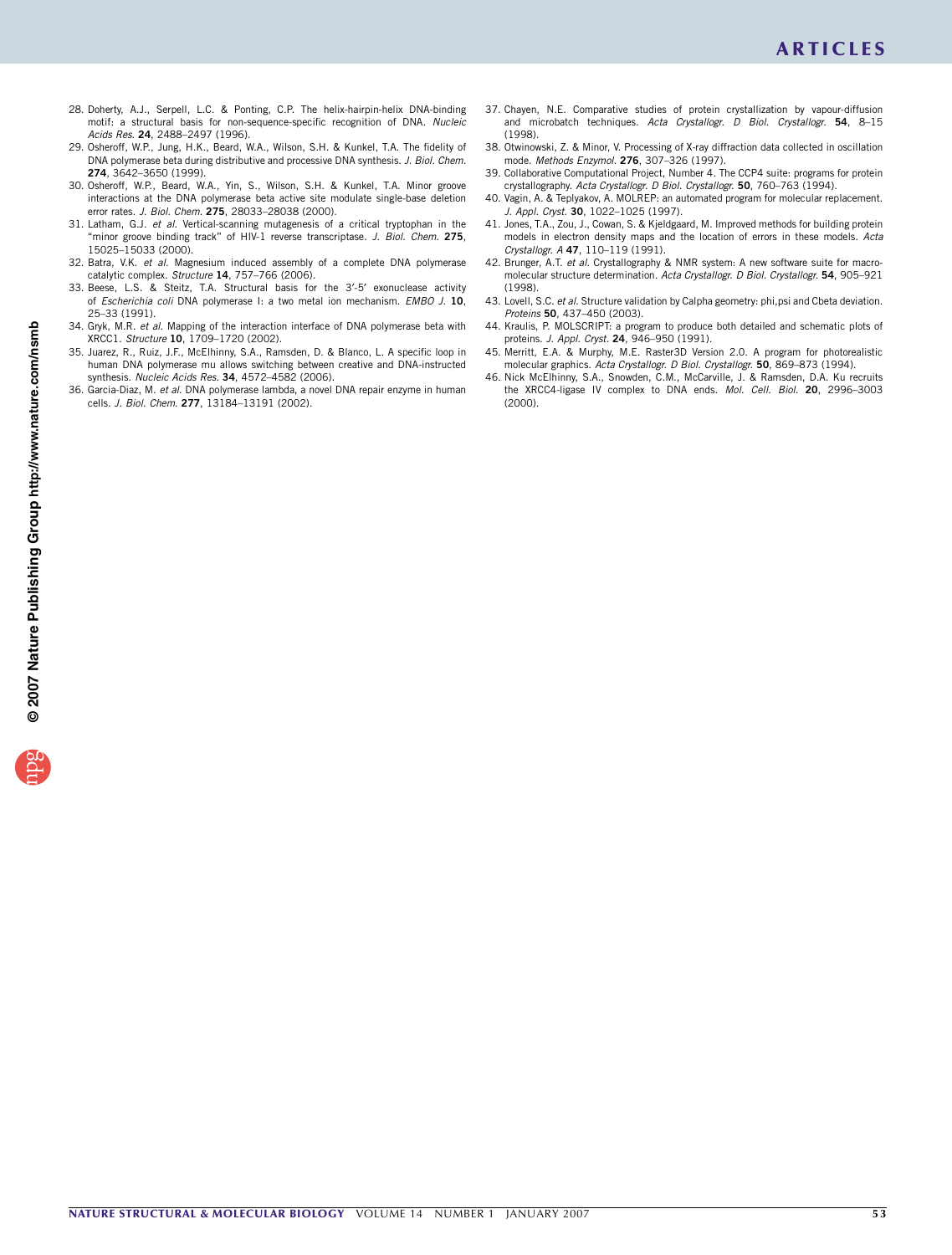28. Doherty, A.J., Serpell, L.C. & Ponting, C.P. The helix-hairpin-helix DNA-binding motif: a structural basis for non-sequence-specific recognition of DNA. *Nucleic Acids Res.* **24**, 2488–2497 (1996).
29. Osheroff, W.P., Jung, H.K., Beard, W.A., Wilson, S.H. & Kunkel, T.A. The fidelity of DNA polymerase beta during distributive and processive DNA synthesis. *J. Biol. Chem.* **274**, 3642–3650 (1999).
30. Osheroff, W.P., Beard, W.A., Yin, S., Wilson, S.H. & Kunkel, T.A. Minor groove interactions at the DNA polymerase beta active site modulate single-base deletion error rates. *J. Biol. Chem.* **275**, 28033–28038 (2000).
31. Latham, G.J. *et al.* Vertical-scanning mutagenesis of a critical tryptophan in the "minor groove binding track" of HIV-1 reverse transcriptase. *J. Biol. Chem.* **275**, 15025–15033 (2000).
32. Batra, V.K. *et al.* Magnesium induced assembly of a complete DNA polymerase catalytic complex. *Structure* **14**, 757–766 (2006).
33. Beese, L.S. & Steitz, T.A. Structural basis for the 3′-5′ exonuclease activity of *Escherichia coli* DNA polymerase I: a two metal ion mechanism. *EMBO J.* **10**, 25–33 (1991).
34. Gryk, M.R. *et al.* Mapping of the interaction interface of DNA polymerase beta with XRCC1. *Structure* **10**, 1709–1720 (2002).
35. Juarez, R., Ruiz, J.F., McElhinny, S.A., Ramsden, D. & Blanco, L. A specific loop in human DNA polymerase mu allows switching between creative and DNA-instructed synthesis. *Nucleic Acids Res.* **34**, 4572–4582 (2006).
36. Garcia-Diaz, M. *et al.* DNA polymerase lambda, a novel DNA repair enzyme in human cells. *J. Biol. Chem.* **277**, 13184–13191 (2002).
37. Chayen, N.E. Comparative studies of protein crystallization by vapour-diffusion and microbatch techniques. *Acta Crystallogr. D Biol. Crystallogr.* **54**, 8–15 (1998).
38. Otwinowski, Z. & Minor, V. Processing of X-ray diffraction data collected in oscillation mode. *Methods Enzymol.* **276**, 307–326 (1997).
39. Collaborative Computational Project, Number 4. The CCP4 suite: programs for protein crystallography. *Acta Crystallogr. D Biol. Crystallogr.* **50**, 760–763 (1994).
40. Vagin, A. & Teplyakov, A. MOLREP: an automated program for molecular replacement. *J. Appl. Cryst.* **30**, 1022–1025 (1997).
41. Jones, T.A., Zou, J., Cowan, S. & Kjeldgaard, M. Improved methods for building protein models in electron density maps and the location of errors in these models. *Acta Crystallogr. A* **47**, 110–119 (1991).
42. Brunger, A.T. *et al.* Crystallography & NMR system: A new software suite for macromolecular structure determination. *Acta Crystallogr. D Biol. Crystallogr.* **54**, 905–921 (1998).
43. Lovell, S.C. *et al.* Structure validation by Calpha geometry: phi,psi and Cbeta deviation. *Proteins* **50**, 437–450 (2003).
44. Kraulis, P. MOLSCRIPT: a program to produce both detailed and schematic plots of proteins. *J. Appl. Cryst.* **24**, 946–950 (1991).
45. Merritt, E.A. & Murphy, M.E. Raster3D Version 2.0. A program for photorealistic molecular graphics. *Acta Crystallogr. D Biol. Crystallogr.* **50**, 869–873 (1994).
46. Nick McElhinny, S.A., Snowden, C.M., McCarville, J. & Ramsden, D.A. Ku recruits the XRCC4-ligase IV complex to DNA ends. *Mol. Cell. Biol.* **20**, 2996–3003 (2000).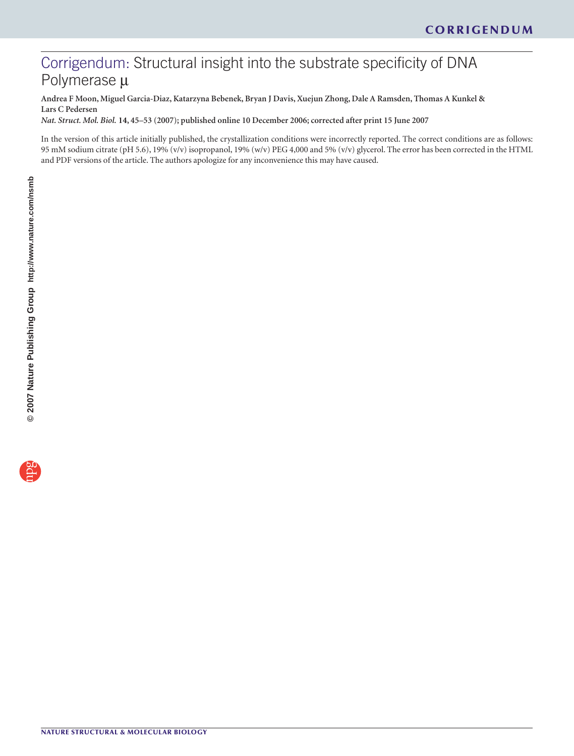# Corrigendum: Structural insight into the substrate specificity of DNA Polymerase μ

**Andrea F Moon, Miguel Garcia-Diaz, Katarzyna Bebenek, Bryan J Davis, Xuejun Zhong, Dale A Ramsden, Thomas A Kunkel & Lars C Pedersen**

***Nat. Struct. Mol. Biol.*** **14, 45–53 (2007); published online 10 December 2006; corrected after print 15 June 2007**

In the version of this article initially published, the crystallization conditions were incorrectly reported. The correct conditions are as follows: 95 mM sodium citrate (pH 5.6), 19% (v/v) isopropanol, 19% (w/v) PEG 4,000 and 5% (v/v) glycerol. The error has been corrected in the HTML and PDF versions of the article. The authors apologize for any inconvenience this may have caused.